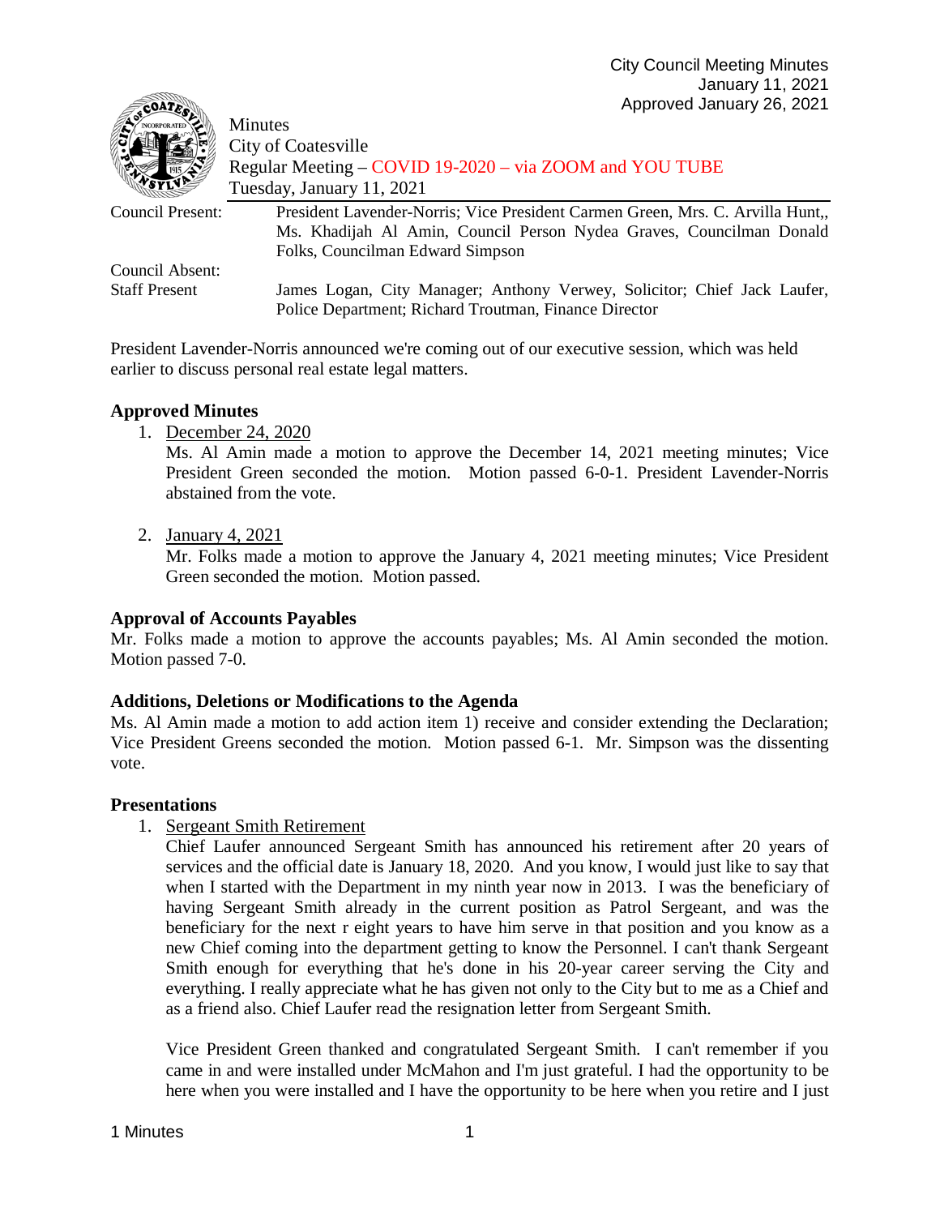City Council Meeting Minutes
January 11, 2021
Approved January 26, 2021

Minutes
City of Coatesville
Regular Meeting – COVID 19-2020 – via ZOOM and YOU TUBE
Tuesday, January 11, 2021

| | |
|---|---|
| Council Present: | President Lavender-Norris; Vice President Carmen Green, Mrs. C. Arvilla Hunt,, Ms. Khadijah Al Amin, Council Person Nydea Graves, Councilman Donald Folks, Councilman Edward Simpson |
| Council Absent: | |
| Staff Present | James Logan, City Manager; Anthony Verwey, Solicitor; Chief Jack Laufer, Police Department; Richard Troutman, Finance Director |

President Lavender-Norris announced we're coming out of our executive session, which was held earlier to discuss personal real estate legal matters.

### Approved Minutes

1. <u>December 24, 2020</u>
   Ms. Al Amin made a motion to approve the December 14, 2021 meeting minutes; Vice President Green seconded the motion. Motion passed 6-0-1. President Lavender-Norris abstained from the vote.

2. <u>January 4, 2021</u>
   Mr. Folks made a motion to approve the January 4, 2021 meeting minutes; Vice President Green seconded the motion. Motion passed.

### Approval of Accounts Payables

Mr. Folks made a motion to approve the accounts payables; Ms. Al Amin seconded the motion. Motion passed 7-0.

### Additions, Deletions or Modifications to the Agenda

Ms. Al Amin made a motion to add action item 1) receive and consider extending the Declaration; Vice President Greens seconded the motion. Motion passed 6-1. Mr. Simpson was the dissenting vote.

### Presentations

1. <u>Sergeant Smith Retirement</u>
   Chief Laufer announced Sergeant Smith has announced his retirement after 20 years of services and the official date is January 18, 2020. And you know, I would just like to say that when I started with the Department in my ninth year now in 2013. I was the beneficiary of having Sergeant Smith already in the current position as Patrol Sergeant, and was the beneficiary for the next r eight years to have him serve in that position and you know as a new Chief coming into the department getting to know the Personnel. I can't thank Sergeant Smith enough for everything that he's done in his 20-year career serving the City and everything. I really appreciate what he has given not only to the City but to me as a Chief and as a friend also. Chief Laufer read the resignation letter from Sergeant Smith.

   Vice President Green thanked and congratulated Sergeant Smith. I can't remember if you came in and were installed under McMahon and I'm just grateful. I had the opportunity to be here when you were installed and I have the opportunity to be here when you retire and I just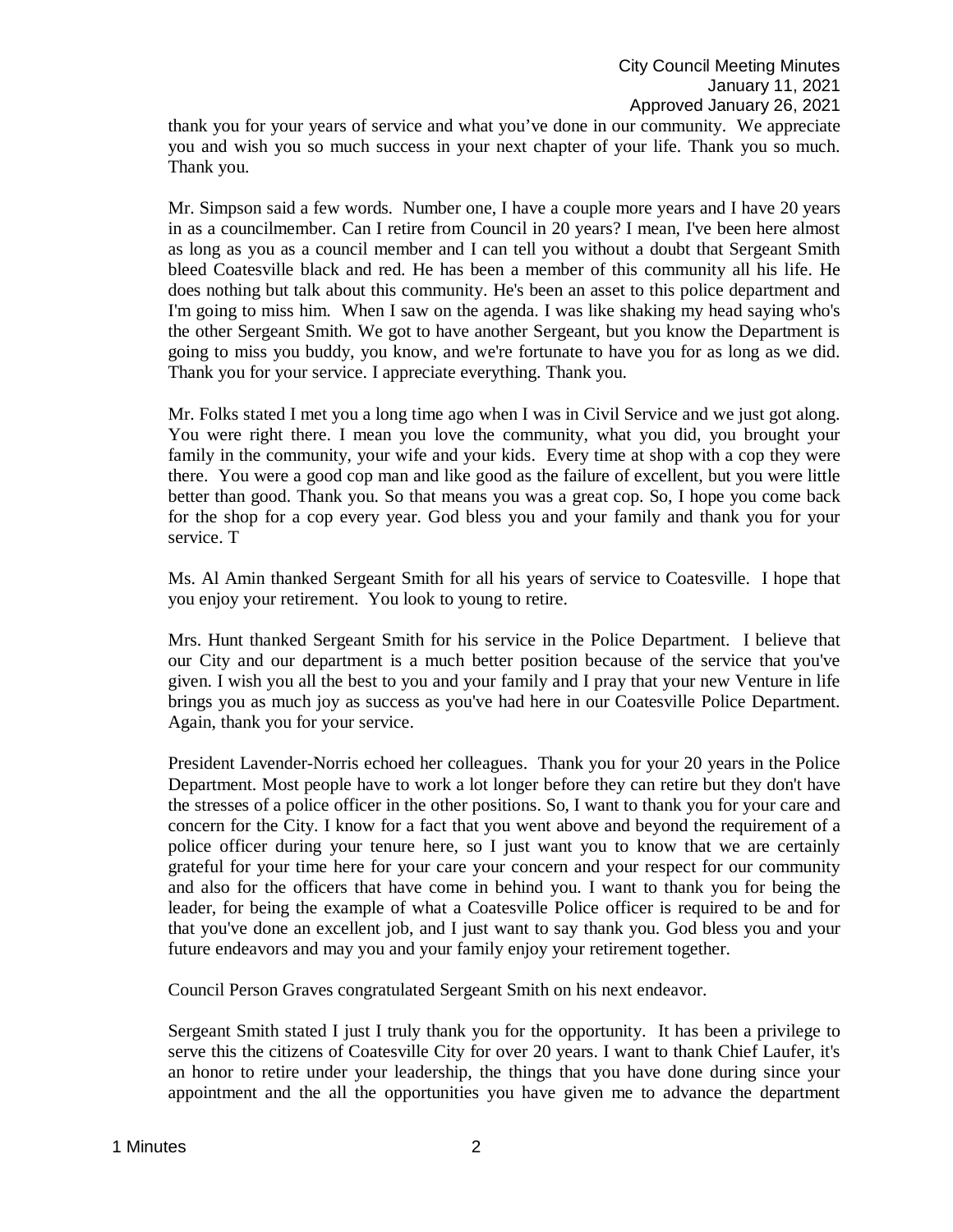thank you for your years of service and what you've done in our community. We appreciate you and wish you so much success in your next chapter of your life. Thank you so much. Thank you.

Mr. Simpson said a few words. Number one, I have a couple more years and I have 20 years in as a councilmember. Can I retire from Council in 20 years? I mean, I've been here almost as long as you as a council member and I can tell you without a doubt that Sergeant Smith bleed Coatesville black and red. He has been a member of this community all his life. He does nothing but talk about this community. He's been an asset to this police department and I'm going to miss him. When I saw on the agenda. I was like shaking my head saying who's the other Sergeant Smith. We got to have another Sergeant, but you know the Department is going to miss you buddy, you know, and we're fortunate to have you for as long as we did. Thank you for your service. I appreciate everything. Thank you.

Mr. Folks stated I met you a long time ago when I was in Civil Service and we just got along. You were right there. I mean you love the community, what you did, you brought your family in the community, your wife and your kids. Every time at shop with a cop they were there. You were a good cop man and like good as the failure of excellent, but you were little better than good. Thank you. So that means you was a great cop. So, I hope you come back for the shop for a cop every year. God bless you and your family and thank you for your service. T

Ms. Al Amin thanked Sergeant Smith for all his years of service to Coatesville. I hope that you enjoy your retirement. You look to young to retire.

Mrs. Hunt thanked Sergeant Smith for his service in the Police Department. I believe that our City and our department is a much better position because of the service that you've given. I wish you all the best to you and your family and I pray that your new Venture in life brings you as much joy as success as you've had here in our Coatesville Police Department. Again, thank you for your service.

President Lavender-Norris echoed her colleagues. Thank you for your 20 years in the Police Department. Most people have to work a lot longer before they can retire but they don't have the stresses of a police officer in the other positions. So, I want to thank you for your care and concern for the City. I know for a fact that you went above and beyond the requirement of a police officer during your tenure here, so I just want you to know that we are certainly grateful for your time here for your care your concern and your respect for our community and also for the officers that have come in behind you. I want to thank you for being the leader, for being the example of what a Coatesville Police officer is required to be and for that you've done an excellent job, and I just want to say thank you. God bless you and your future endeavors and may you and your family enjoy your retirement together.

Council Person Graves congratulated Sergeant Smith on his next endeavor.

Sergeant Smith stated I just I truly thank you for the opportunity. It has been a privilege to serve this the citizens of Coatesville City for over 20 years. I want to thank Chief Laufer, it's an honor to retire under your leadership, the things that you have done during since your appointment and the all the opportunities you have given me to advance the department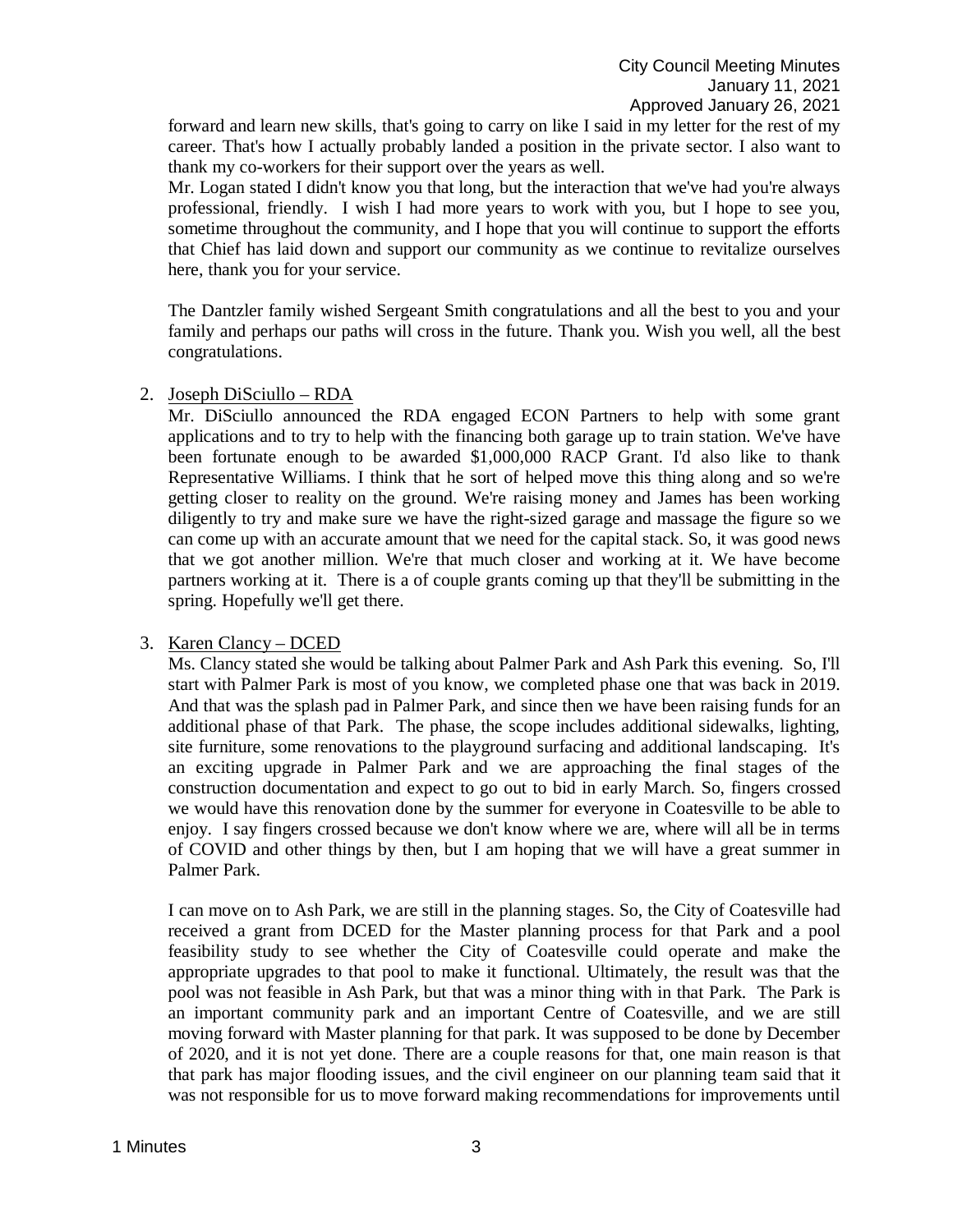forward and learn new skills, that's going to carry on like I said in my letter for the rest of my career. That's how I actually probably landed a position in the private sector. I also want to thank my co-workers for their support over the years as well.

Mr. Logan stated I didn't know you that long, but the interaction that we've had you're always professional, friendly. I wish I had more years to work with you, but I hope to see you, sometime throughout the community, and I hope that you will continue to support the efforts that Chief has laid down and support our community as we continue to revitalize ourselves here, thank you for your service.

The Dantzler family wished Sergeant Smith congratulations and all the best to you and your family and perhaps our paths will cross in the future. Thank you. Wish you well, all the best congratulations.

2. Joseph DiSciullo – RDA

   Mr. DiSciullo announced the RDA engaged ECON Partners to help with some grant applications and to try to help with the financing both garage up to train station. We've have been fortunate enough to be awarded $1,000,000 RACP Grant. I'd also like to thank Representative Williams. I think that he sort of helped move this thing along and so we're getting closer to reality on the ground. We're raising money and James has been working diligently to try and make sure we have the right-sized garage and massage the figure so we can come up with an accurate amount that we need for the capital stack. So, it was good news that we got another million. We're that much closer and working at it. We have become partners working at it. There is a of couple grants coming up that they'll be submitting in the spring. Hopefully we'll get there.

3. Karen Clancy – DCED

   Ms. Clancy stated she would be talking about Palmer Park and Ash Park this evening. So, I'll start with Palmer Park is most of you know, we completed phase one that was back in 2019. And that was the splash pad in Palmer Park, and since then we have been raising funds for an additional phase of that Park. The phase, the scope includes additional sidewalks, lighting, site furniture, some renovations to the playground surfacing and additional landscaping. It's an exciting upgrade in Palmer Park and we are approaching the final stages of the construction documentation and expect to go out to bid in early March. So, fingers crossed we would have this renovation done by the summer for everyone in Coatesville to be able to enjoy. I say fingers crossed because we don't know where we are, where will all be in terms of COVID and other things by then, but I am hoping that we will have a great summer in Palmer Park.

   I can move on to Ash Park, we are still in the planning stages. So, the City of Coatesville had received a grant from DCED for the Master planning process for that Park and a pool feasibility study to see whether the City of Coatesville could operate and make the appropriate upgrades to that pool to make it functional. Ultimately, the result was that the pool was not feasible in Ash Park, but that was a minor thing with in that Park. The Park is an important community park and an important Centre of Coatesville, and we are still moving forward with Master planning for that park. It was supposed to be done by December of 2020, and it is not yet done. There are a couple reasons for that, one main reason is that that park has major flooding issues, and the civil engineer on our planning team said that it was not responsible for us to move forward making recommendations for improvements until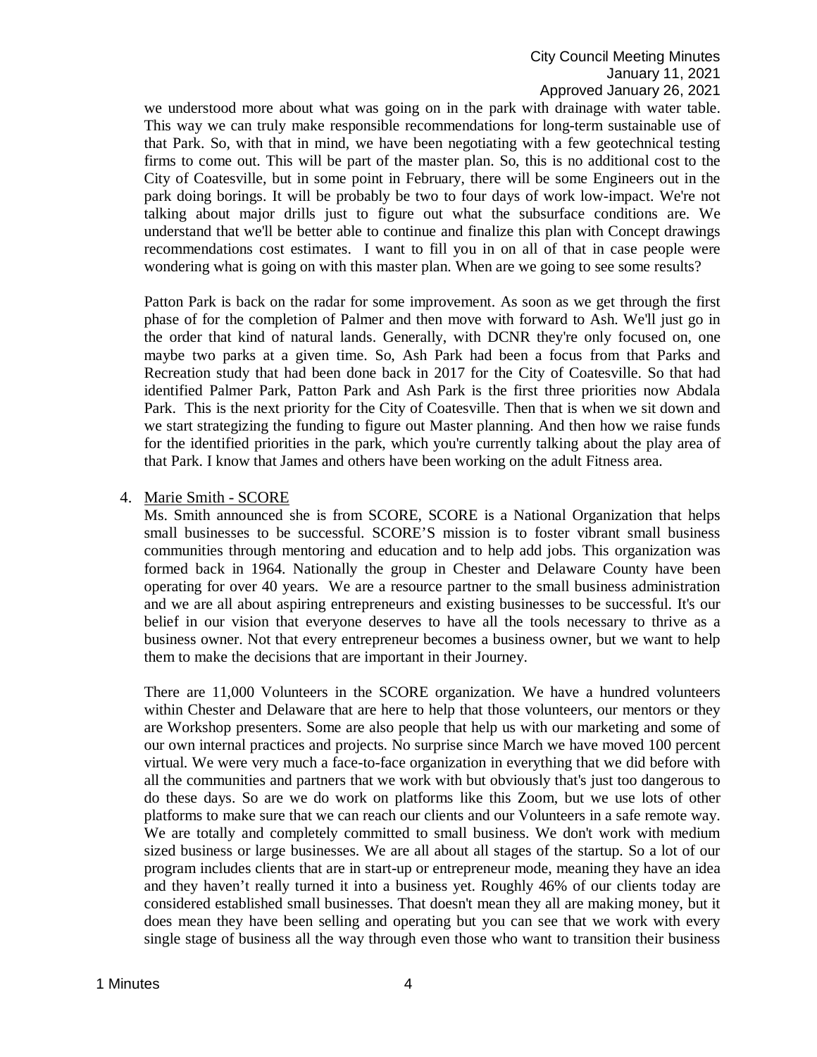we understood more about what was going on in the park with drainage with water table. This way we can truly make responsible recommendations for long-term sustainable use of that Park. So, with that in mind, we have been negotiating with a few geotechnical testing firms to come out. This will be part of the master plan. So, this is no additional cost to the City of Coatesville, but in some point in February, there will be some Engineers out in the park doing borings. It will be probably be two to four days of work low-impact. We're not talking about major drills just to figure out what the subsurface conditions are. We understand that we'll be better able to continue and finalize this plan with Concept drawings recommendations cost estimates. I want to fill you in on all of that in case people were wondering what is going on with this master plan. When are we going to see some results?

Patton Park is back on the radar for some improvement. As soon as we get through the first phase of for the completion of Palmer and then move with forward to Ash. We'll just go in the order that kind of natural lands. Generally, with DCNR they're only focused on, one maybe two parks at a given time. So, Ash Park had been a focus from that Parks and Recreation study that had been done back in 2017 for the City of Coatesville. So that had identified Palmer Park, Patton Park and Ash Park is the first three priorities now Abdala Park. This is the next priority for the City of Coatesville. Then that is when we sit down and we start strategizing the funding to figure out Master planning. And then how we raise funds for the identified priorities in the park, which you're currently talking about the play area of that Park. I know that James and others have been working on the adult Fitness area.

4. <u>Marie Smith - SCORE</u>

   Ms. Smith announced she is from SCORE, SCORE is a National Organization that helps small businesses to be successful. SCORE'S mission is to foster vibrant small business communities through mentoring and education and to help add jobs. This organization was formed back in 1964. Nationally the group in Chester and Delaware County have been operating for over 40 years. We are a resource partner to the small business administration and we are all about aspiring entrepreneurs and existing businesses to be successful. It's our belief in our vision that everyone deserves to have all the tools necessary to thrive as a business owner. Not that every entrepreneur becomes a business owner, but we want to help them to make the decisions that are important in their Journey.

   There are 11,000 Volunteers in the SCORE organization. We have a hundred volunteers within Chester and Delaware that are here to help that those volunteers, our mentors or they are Workshop presenters. Some are also people that help us with our marketing and some of our own internal practices and projects. No surprise since March we have moved 100 percent virtual. We were very much a face-to-face organization in everything that we did before with all the communities and partners that we work with but obviously that's just too dangerous to do these days. So are we do work on platforms like this Zoom, but we use lots of other platforms to make sure that we can reach our clients and our Volunteers in a safe remote way. We are totally and completely committed to small business. We don't work with medium sized business or large businesses. We are all about all stages of the startup. So a lot of our program includes clients that are in start-up or entrepreneur mode, meaning they have an idea and they haven't really turned it into a business yet. Roughly 46% of our clients today are considered established small businesses. That doesn't mean they all are making money, but it does mean they have been selling and operating but you can see that we work with every single stage of business all the way through even those who want to transition their business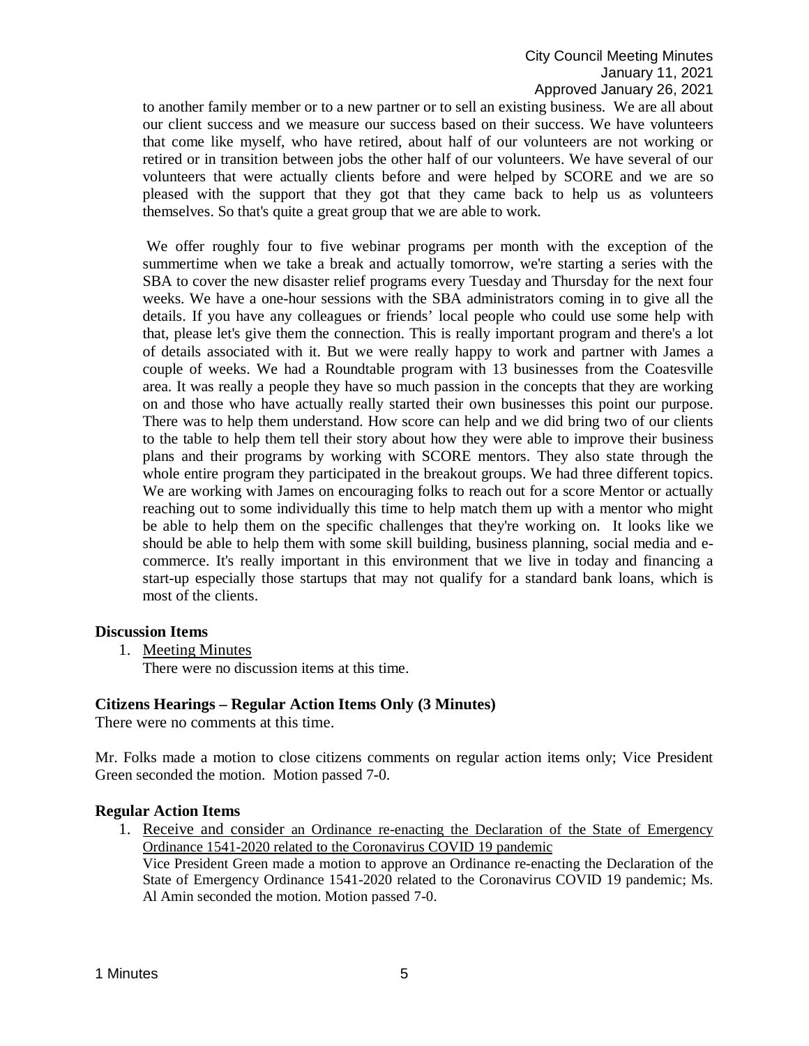to another family member or to a new partner or to sell an existing business. We are all about our client success and we measure our success based on their success. We have volunteers that come like myself, who have retired, about half of our volunteers are not working or retired or in transition between jobs the other half of our volunteers. We have several of our volunteers that were actually clients before and were helped by SCORE and we are so pleased with the support that they got that they came back to help us as volunteers themselves. So that's quite a great group that we are able to work.

We offer roughly four to five webinar programs per month with the exception of the summertime when we take a break and actually tomorrow, we're starting a series with the SBA to cover the new disaster relief programs every Tuesday and Thursday for the next four weeks. We have a one-hour sessions with the SBA administrators coming in to give all the details. If you have any colleagues or friends' local people who could use some help with that, please let's give them the connection. This is really important program and there's a lot of details associated with it. But we were really happy to work and partner with James a couple of weeks. We had a Roundtable program with 13 businesses from the Coatesville area. It was really a people they have so much passion in the concepts that they are working on and those who have actually really started their own businesses this point our purpose. There was to help them understand. How score can help and we did bring two of our clients to the table to help them tell their story about how they were able to improve their business plans and their programs by working with SCORE mentors. They also state through the whole entire program they participated in the breakout groups. We had three different topics. We are working with James on encouraging folks to reach out for a score Mentor or actually reaching out to some individually this time to help match them up with a mentor who might be able to help them on the specific challenges that they're working on. It looks like we should be able to help them with some skill building, business planning, social media and e-commerce. It's really important in this environment that we live in today and financing a start-up especially those startups that may not qualify for a standard bank loans, which is most of the clients.

**Discussion Items**

1. Meeting Minutes
   There were no discussion items at this time.

**Citizens Hearings – Regular Action Items Only (3 Minutes)**

There were no comments at this time.

Mr. Folks made a motion to close citizens comments on regular action items only; Vice President Green seconded the motion. Motion passed 7-0.

**Regular Action Items**

1. Receive and consider an Ordinance re-enacting the Declaration of the State of Emergency Ordinance 1541-2020 related to the Coronavirus COVID 19 pandemic
   Vice President Green made a motion to approve an Ordinance re-enacting the Declaration of the State of Emergency Ordinance 1541-2020 related to the Coronavirus COVID 19 pandemic; Ms. Al Amin seconded the motion. Motion passed 7-0.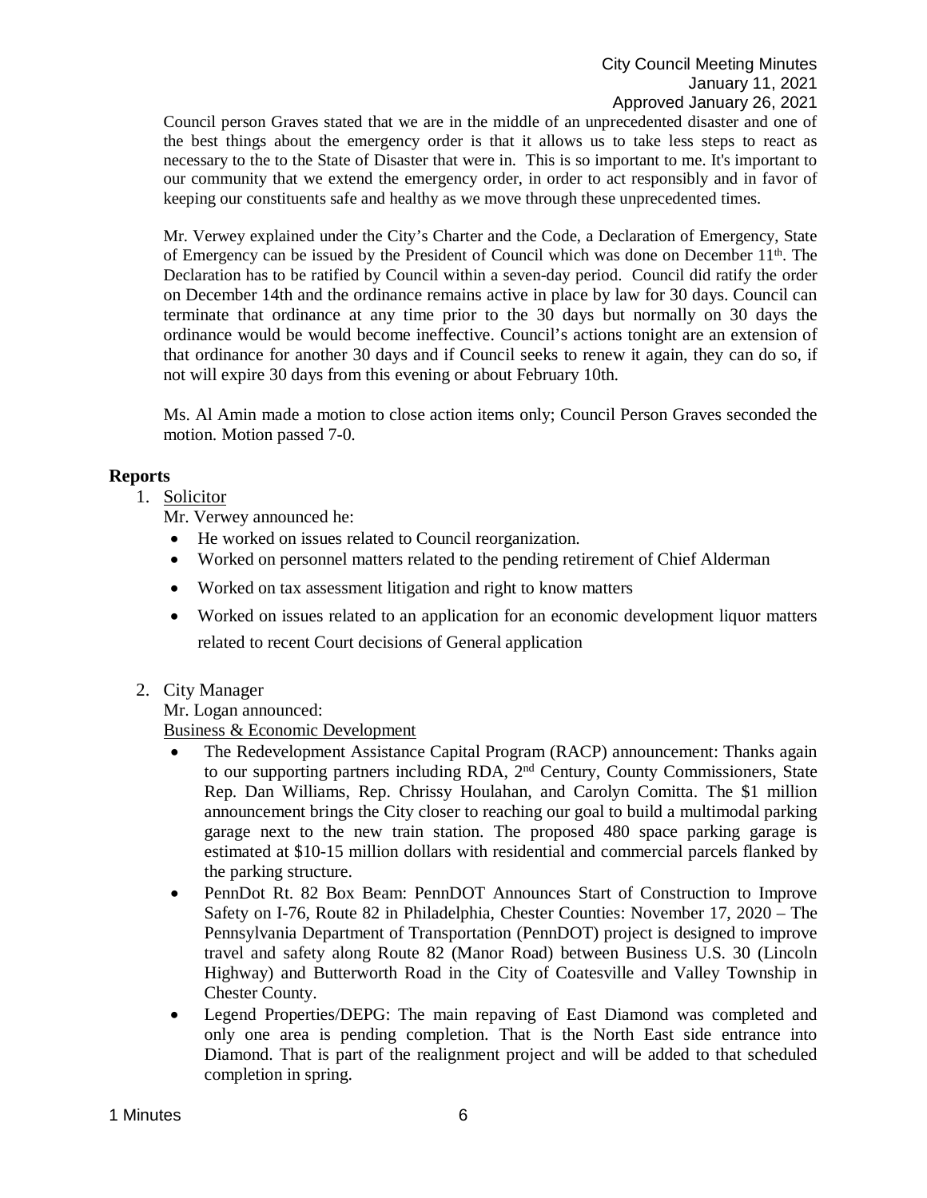Council person Graves stated that we are in the middle of an unprecedented disaster and one of the best things about the emergency order is that it allows us to take less steps to react as necessary to the to the State of Disaster that were in. This is so important to me. It's important to our community that we extend the emergency order, in order to act responsibly and in favor of keeping our constituents safe and healthy as we move through these unprecedented times.

Mr. Verwey explained under the City's Charter and the Code, a Declaration of Emergency, State of Emergency can be issued by the President of Council which was done on December 11th. The Declaration has to be ratified by Council within a seven-day period. Council did ratify the order on December 14th and the ordinance remains active in place by law for 30 days. Council can terminate that ordinance at any time prior to the 30 days but normally on 30 days the ordinance would be would become ineffective. Council's actions tonight are an extension of that ordinance for another 30 days and if Council seeks to renew it again, they can do so, if not will expire 30 days from this evening or about February 10th.

Ms. Al Amin made a motion to close action items only; Council Person Graves seconded the motion. Motion passed 7-0.

## Reports

1. Solicitor

   Mr. Verwey announced he:
   - He worked on issues related to Council reorganization.
   - Worked on personnel matters related to the pending retirement of Chief Alderman
   - Worked on tax assessment litigation and right to know matters
   - Worked on issues related to an application for an economic development liquor matters related to recent Court decisions of General application

2. City Manager

   Mr. Logan announced:

   Business & Economic Development
   - The Redevelopment Assistance Capital Program (RACP) announcement: Thanks again to our supporting partners including RDA, 2nd Century, County Commissioners, State Rep. Dan Williams, Rep. Chrissy Houlahan, and Carolyn Comitta. The $1 million announcement brings the City closer to reaching our goal to build a multimodal parking garage next to the new train station. The proposed 480 space parking garage is estimated at $10-15 million dollars with residential and commercial parcels flanked by the parking structure.
   - PennDot Rt. 82 Box Beam: PennDOT Announces Start of Construction to Improve Safety on I-76, Route 82 in Philadelphia, Chester Counties: November 17, 2020 – The Pennsylvania Department of Transportation (PennDOT) project is designed to improve travel and safety along Route 82 (Manor Road) between Business U.S. 30 (Lincoln Highway) and Butterworth Road in the City of Coatesville and Valley Township in Chester County.
   - Legend Properties/DEPG: The main repaving of East Diamond was completed and only one area is pending completion. That is the North East side entrance into Diamond. That is part of the realignment project and will be added to that scheduled completion in spring.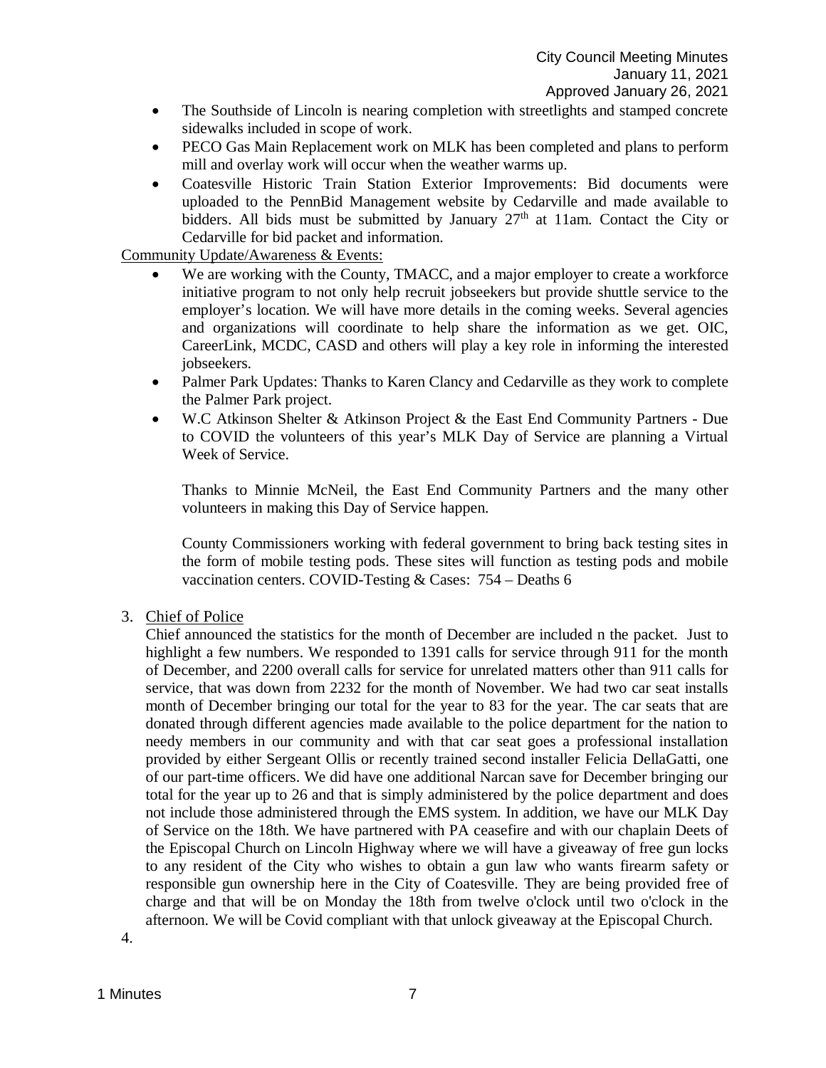- The Southside of Lincoln is nearing completion with streetlights and stamped concrete sidewalks included in scope of work.
- PECO Gas Main Replacement work on MLK has been completed and plans to perform mill and overlay work will occur when the weather warms up.
- Coatesville Historic Train Station Exterior Improvements: Bid documents were uploaded to the PennBid Management website by Cedarville and made available to bidders. All bids must be submitted by January 27th at 11am. Contact the City or Cedarville for bid packet and information.

Community Update/Awareness & Events:

- We are working with the County, TMACC, and a major employer to create a workforce initiative program to not only help recruit jobseekers but provide shuttle service to the employer's location. We will have more details in the coming weeks. Several agencies and organizations will coordinate to help share the information as we get. OIC, CareerLink, MCDC, CASD and others will play a key role in informing the interested jobseekers.
- Palmer Park Updates: Thanks to Karen Clancy and Cedarville as they work to complete the Palmer Park project.
- W.C Atkinson Shelter & Atkinson Project & the East End Community Partners - Due to COVID the volunteers of this year's MLK Day of Service are planning a Virtual Week of Service.

  Thanks to Minnie McNeil, the East End Community Partners and the many other volunteers in making this Day of Service happen.

  County Commissioners working with federal government to bring back testing sites in the form of mobile testing pods. These sites will function as testing pods and mobile vaccination centers. COVID-Testing & Cases: 754 – Deaths 6

3. Chief of Police

   Chief announced the statistics for the month of December are included n the packet. Just to highlight a few numbers. We responded to 1391 calls for service through 911 for the month of December, and 2200 overall calls for service for unrelated matters other than 911 calls for service, that was down from 2232 for the month of November. We had two car seat installs month of December bringing our total for the year to 83 for the year. The car seats that are donated through different agencies made available to the police department for the nation to needy members in our community and with that car seat goes a professional installation provided by either Sergeant Ollis or recently trained second installer Felicia DellaGatti, one of our part-time officers. We did have one additional Narcan save for December bringing our total for the year up to 26 and that is simply administered by the police department and does not include those administered through the EMS system. In addition, we have our MLK Day of Service on the 18th. We have partnered with PA ceasefire and with our chaplain Deets of the Episcopal Church on Lincoln Highway where we will have a giveaway of free gun locks to any resident of the City who wishes to obtain a gun law who wants firearm safety or responsible gun ownership here in the City of Coatesville. They are being provided free of charge and that will be on Monday the 18th from twelve o'clock until two o'clock in the afternoon. We will be Covid compliant with that unlock giveaway at the Episcopal Church.

4.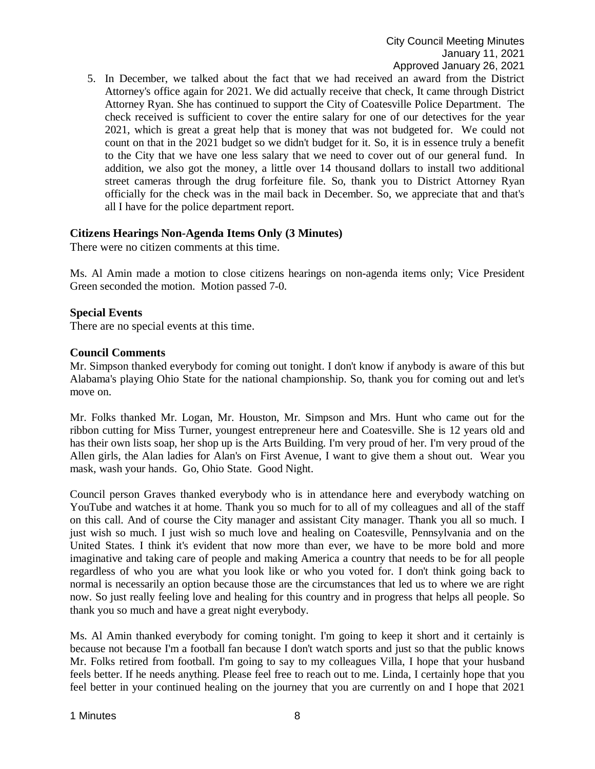5. In December, we talked about the fact that we had received an award from the District Attorney's office again for 2021. We did actually receive that check, It came through District Attorney Ryan. She has continued to support the City of Coatesville Police Department. The check received is sufficient to cover the entire salary for one of our detectives for the year 2021, which is great a great help that is money that was not budgeted for. We could not count on that in the 2021 budget so we didn't budget for it. So, it is in essence truly a benefit to the City that we have one less salary that we need to cover out of our general fund. In addition, we also got the money, a little over 14 thousand dollars to install two additional street cameras through the drug forfeiture file. So, thank you to District Attorney Ryan officially for the check was in the mail back in December. So, we appreciate that and that's all I have for the police department report.

**Citizens Hearings Non-Agenda Items Only (3 Minutes)**

There were no citizen comments at this time.

Ms. Al Amin made a motion to close citizens hearings on non-agenda items only; Vice President Green seconded the motion. Motion passed 7-0.

**Special Events**

There are no special events at this time.

**Council Comments**

Mr. Simpson thanked everybody for coming out tonight. I don't know if anybody is aware of this but Alabama's playing Ohio State for the national championship. So, thank you for coming out and let's move on.

Mr. Folks thanked Mr. Logan, Mr. Houston, Mr. Simpson and Mrs. Hunt who came out for the ribbon cutting for Miss Turner, youngest entrepreneur here and Coatesville. She is 12 years old and has their own lists soap, her shop up is the Arts Building. I'm very proud of her. I'm very proud of the Allen girls, the Alan ladies for Alan's on First Avenue, I want to give them a shout out. Wear you mask, wash your hands. Go, Ohio State. Good Night.

Council person Graves thanked everybody who is in attendance here and everybody watching on YouTube and watches it at home. Thank you so much for to all of my colleagues and all of the staff on this call. And of course the City manager and assistant City manager. Thank you all so much. I just wish so much. I just wish so much love and healing on Coatesville, Pennsylvania and on the United States. I think it's evident that now more than ever, we have to be more bold and more imaginative and taking care of people and making America a country that needs to be for all people regardless of who you are what you look like or who you voted for. I don't think going back to normal is necessarily an option because those are the circumstances that led us to where we are right now. So just really feeling love and healing for this country and in progress that helps all people. So thank you so much and have a great night everybody.

Ms. Al Amin thanked everybody for coming tonight. I'm going to keep it short and it certainly is because not because I'm a football fan because I don't watch sports and just so that the public knows Mr. Folks retired from football. I'm going to say to my colleagues Villa, I hope that your husband feels better. If he needs anything. Please feel free to reach out to me. Linda, I certainly hope that you feel better in your continued healing on the journey that you are currently on and I hope that 2021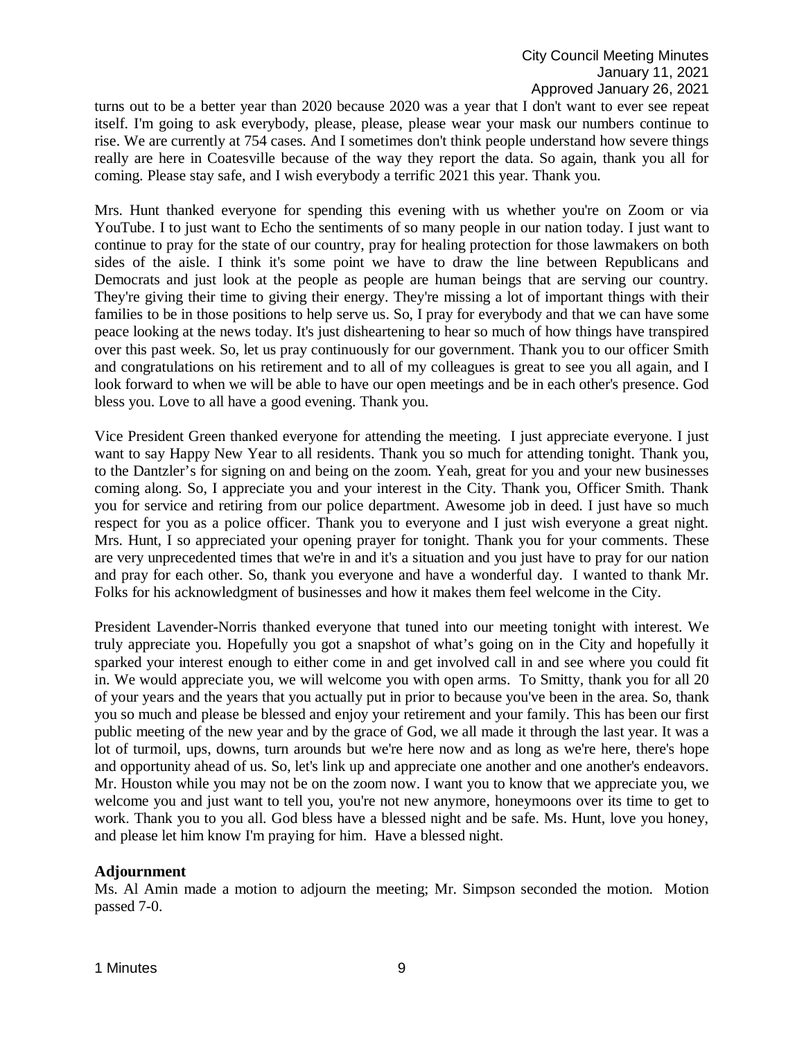turns out to be a better year than 2020 because 2020 was a year that I don't want to ever see repeat itself. I'm going to ask everybody, please, please, please wear your mask our numbers continue to rise. We are currently at 754 cases. And I sometimes don't think people understand how severe things really are here in Coatesville because of the way they report the data. So again, thank you all for coming. Please stay safe, and I wish everybody a terrific 2021 this year. Thank you.

Mrs. Hunt thanked everyone for spending this evening with us whether you're on Zoom or via YouTube. I to just want to Echo the sentiments of so many people in our nation today. I just want to continue to pray for the state of our country, pray for healing protection for those lawmakers on both sides of the aisle. I think it's some point we have to draw the line between Republicans and Democrats and just look at the people as people are human beings that are serving our country. They're giving their time to giving their energy. They're missing a lot of important things with their families to be in those positions to help serve us. So, I pray for everybody and that we can have some peace looking at the news today. It's just disheartening to hear so much of how things have transpired over this past week. So, let us pray continuously for our government. Thank you to our officer Smith and congratulations on his retirement and to all of my colleagues is great to see you all again, and I look forward to when we will be able to have our open meetings and be in each other's presence. God bless you. Love to all have a good evening. Thank you.

Vice President Green thanked everyone for attending the meeting. I just appreciate everyone. I just want to say Happy New Year to all residents. Thank you so much for attending tonight. Thank you, to the Dantzler's for signing on and being on the zoom. Yeah, great for you and your new businesses coming along. So, I appreciate you and your interest in the City. Thank you, Officer Smith. Thank you for service and retiring from our police department. Awesome job in deed. I just have so much respect for you as a police officer. Thank you to everyone and I just wish everyone a great night. Mrs. Hunt, I so appreciated your opening prayer for tonight. Thank you for your comments. These are very unprecedented times that we're in and it's a situation and you just have to pray for our nation and pray for each other. So, thank you everyone and have a wonderful day. I wanted to thank Mr. Folks for his acknowledgment of businesses and how it makes them feel welcome in the City.

President Lavender-Norris thanked everyone that tuned into our meeting tonight with interest. We truly appreciate you. Hopefully you got a snapshot of what's going on in the City and hopefully it sparked your interest enough to either come in and get involved call in and see where you could fit in. We would appreciate you, we will welcome you with open arms. To Smitty, thank you for all 20 of your years and the years that you actually put in prior to because you've been in the area. So, thank you so much and please be blessed and enjoy your retirement and your family. This has been our first public meeting of the new year and by the grace of God, we all made it through the last year. It was a lot of turmoil, ups, downs, turn arounds but we're here now and as long as we're here, there's hope and opportunity ahead of us. So, let's link up and appreciate one another and one another's endeavors. Mr. Houston while you may not be on the zoom now. I want you to know that we appreciate you, we welcome you and just want to tell you, you're not new anymore, honeymoons over its time to get to work. Thank you to you all. God bless have a blessed night and be safe. Ms. Hunt, love you honey, and please let him know I'm praying for him. Have a blessed night.

**Adjournment**

Ms. Al Amin made a motion to adjourn the meeting; Mr. Simpson seconded the motion. Motion passed 7-0.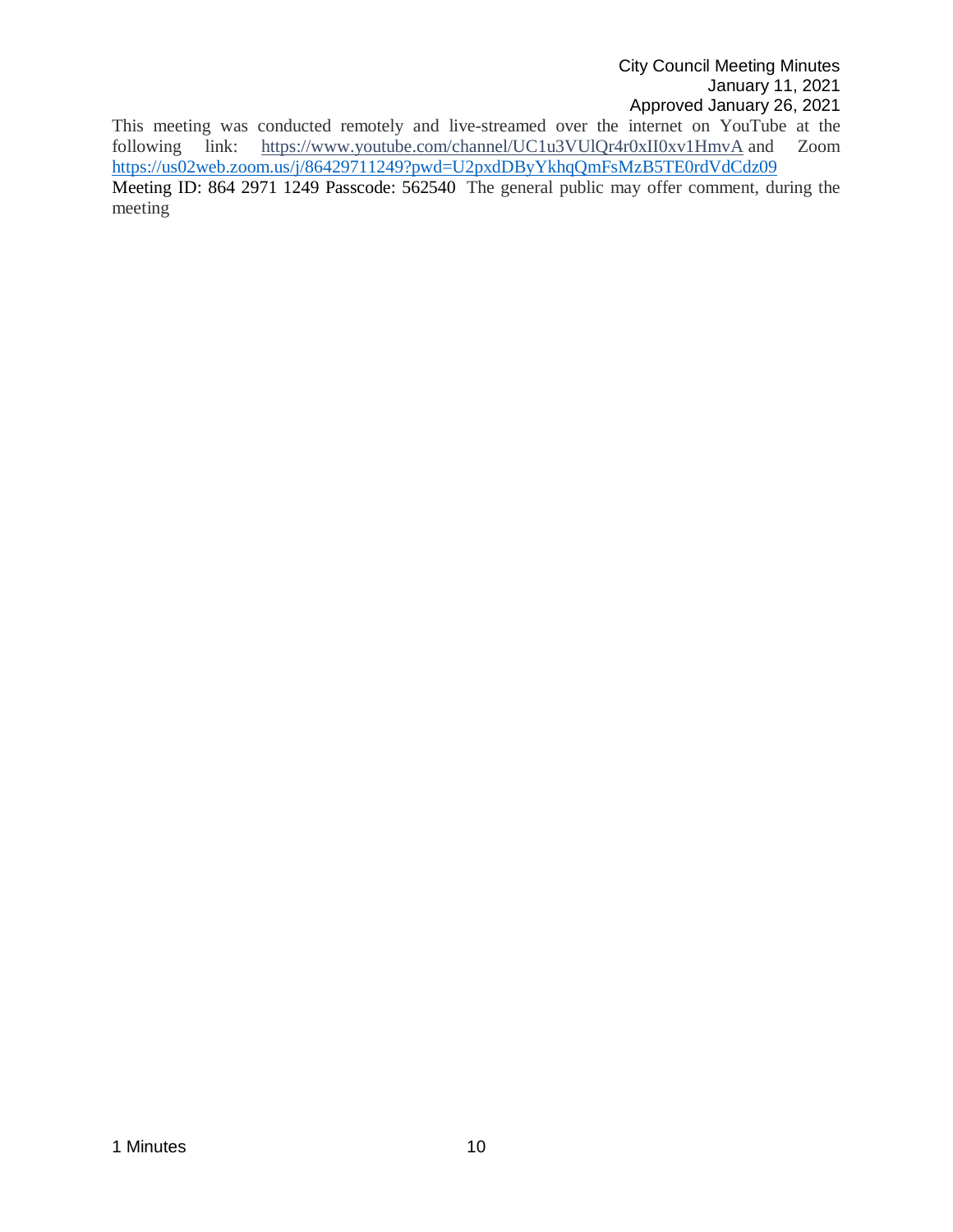This meeting was conducted remotely and live-streamed over the internet on YouTube at the following link: https://www.youtube.com/channel/UC1u3VUlQr4r0xII0xv1HmvA and Zoom https://us02web.zoom.us/j/86429711249?pwd=U2pxdDByYkhqQmFsMzB5TE0rdVdCdz09

Meeting ID: 864 2971 1249 Passcode: 562540 The general public may offer comment, during the meeting